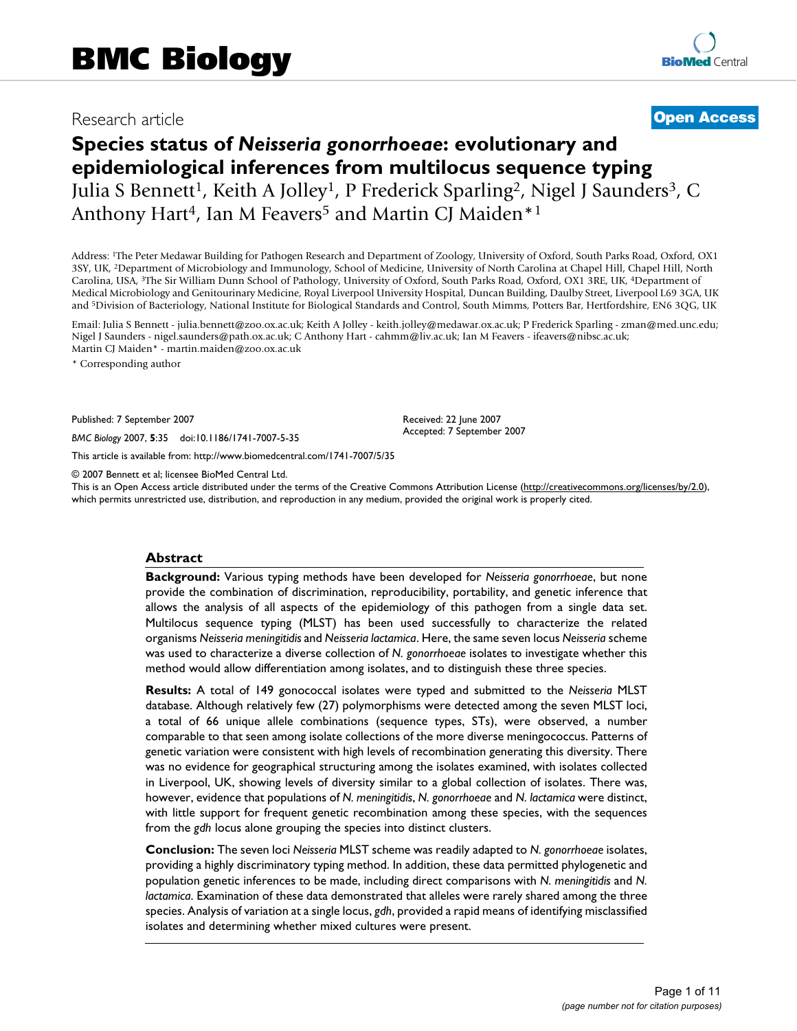# BMC Biology

Research article

**Open Access**

# Species status of *Neisseria gonorrhoeae*: evolutionary and epidemiological inferences from multilocus sequence typing

Julia S Bennett[1], Keith A Jolley[1], P Frederick Sparling[2], Nigel J Saunders[3], C Anthony Hart[4], Ian M Feavers[5] and Martin CJ Maiden*[1]

Address: [1]The Peter Medawar Building for Pathogen Research and Department of Zoology, University of Oxford, South Parks Road, Oxford, OX1 3SY, UK, [2]Department of Microbiology and Immunology, School of Medicine, University of North Carolina at Chapel Hill, Chapel Hill, North Carolina, USA, [3]The Sir William Dunn School of Pathology, University of Oxford, South Parks Road, Oxford, OX1 3RE, UK, [4]Department of Medical Microbiology and Genitourinary Medicine, Royal Liverpool University Hospital, Duncan Building, Daulby Street, Liverpool L69 3GA, UK and [5]Division of Bacteriology, National Institute for Biological Standards and Control, South Mimms, Potters Bar, Hertfordshire, EN6 3QG, UK

Email: Julia S Bennett - julia.bennett@zoo.ox.ac.uk; Keith A Jolley - keith.jolley@medawar.ox.ac.uk; P Frederick Sparling - zman@med.unc.edu; Nigel J Saunders - nigel.saunders@path.ox.ac.uk; C Anthony Hart - cahmm@liv.ac.uk; Ian M Feavers - ifeavers@nibsc.ac.uk; Martin CJ Maiden* - martin.maiden@zoo.ox.ac.uk

\* Corresponding author

Published: 7 September 2007

*BMC Biology* 2007, **5**:35 doi:10.1186/1741-7007-5-35

Received: 22 June 2007
Accepted: 7 September 2007

This article is available from: http://www.biomedcentral.com/1741-7007/5/35

© 2007 Bennett et al; licensee BioMed Central Ltd.
This is an Open Access article distributed under the terms of the Creative Commons Attribution License (http://creativecommons.org/licenses/by/2.0), which permits unrestricted use, distribution, and reproduction in any medium, provided the original work is properly cited.

## Abstract

**Background:** Various typing methods have been developed for *Neisseria gonorrhoeae*, but none provide the combination of discrimination, reproducibility, portability, and genetic inference that allows the analysis of all aspects of the epidemiology of this pathogen from a single data set. Multilocus sequence typing (MLST) has been used successfully to characterize the related organisms *Neisseria meningitidis* and *Neisseria lactamica*. Here, the same seven locus *Neisseria* scheme was used to characterize a diverse collection of *N. gonorrhoeae* isolates to investigate whether this method would allow differentiation among isolates, and to distinguish these three species.

**Results:** A total of 149 gonococcal isolates were typed and submitted to the *Neisseria* MLST database. Although relatively few (27) polymorphisms were detected among the seven MLST loci, a total of 66 unique allele combinations (sequence types, STs), were observed, a number comparable to that seen among isolate collections of the more diverse meningococcus. Patterns of genetic variation were consistent with high levels of recombination generating this diversity. There was no evidence for geographical structuring among the isolates examined, with isolates collected in Liverpool, UK, showing levels of diversity similar to a global collection of isolates. There was, however, evidence that populations of *N. meningitidis*, *N. gonorrhoeae* and *N. lactamica* were distinct, with little support for frequent genetic recombination among these species, with the sequences from the *gdh* locus alone grouping the species into distinct clusters.

**Conclusion:** The seven loci *Neisseria* MLST scheme was readily adapted to *N. gonorrhoeae* isolates, providing a highly discriminatory typing method. In addition, these data permitted phylogenetic and population genetic inferences to be made, including direct comparisons with *N. meningitidis* and *N. lactamica*. Examination of these data demonstrated that alleles were rarely shared among the three species. Analysis of variation at a single locus, *gdh*, provided a rapid means of identifying misclassified isolates and determining whether mixed cultures were present.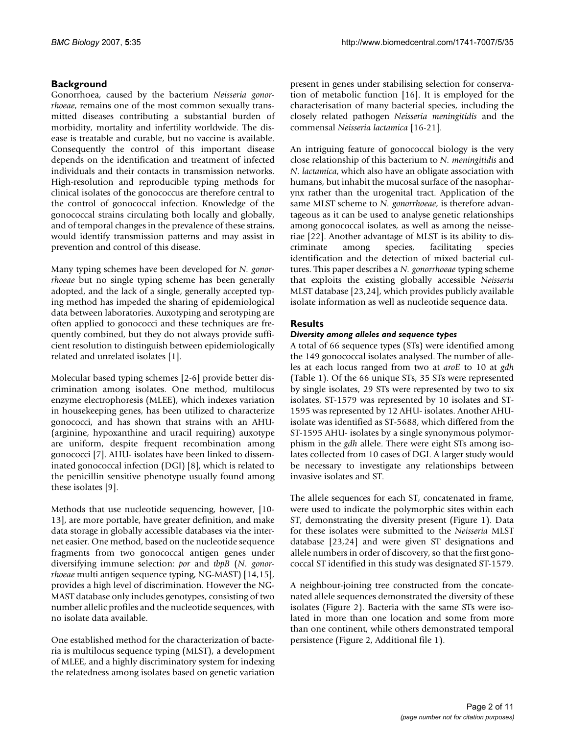## Background

Gonorrhoea, caused by the bacterium *Neisseria gonorrhoeae*, remains one of the most common sexually transmitted diseases contributing a substantial burden of morbidity, mortality and infertility worldwide. The disease is treatable and curable, but no vaccine is available. Consequently the control of this important disease depends on the identification and treatment of infected individuals and their contacts in transmission networks. High-resolution and reproducible typing methods for clinical isolates of the gonococcus are therefore central to the control of gonococcal infection. Knowledge of the gonococcal strains circulating both locally and globally, and of temporal changes in the prevalence of these strains, would identify transmission patterns and may assist in prevention and control of this disease.

Many typing schemes have been developed for *N. gonorrhoeae* but no single typing scheme has been generally adopted, and the lack of a single, generally accepted typing method has impeded the sharing of epidemiological data between laboratories. Auxotyping and serotyping are often applied to gonococci and these techniques are frequently combined, but they do not always provide sufficient resolution to distinguish between epidemiologically related and unrelated isolates [1].

Molecular based typing schemes [2-6] provide better discrimination among isolates. One method, multilocus enzyme electrophoresis (MLEE), which indexes variation in housekeeping genes, has been utilized to characterize gonococci, and has shown that strains with an AHU- (arginine, hypoxanthine and uracil requiring) auxotype are uniform, despite frequent recombination among gonococci [7]. AHU- isolates have been linked to disseminated gonococcal infection (DGI) [8], which is related to the penicillin sensitive phenotype usually found among these isolates [9].

Methods that use nucleotide sequencing, however, [10-13], are more portable, have greater definition, and make data storage in globally accessible databases via the internet easier. One method, based on the nucleotide sequence fragments from two gonococcal antigen genes under diversifying immune selection: *por* and *tbpB* (*N. gonorrhoeae* multi antigen sequence typing, NG-MAST) [14,15], provides a high level of discrimination. However the NG-MAST database only includes genotypes, consisting of two number allelic profiles and the nucleotide sequences, with no isolate data available.

One established method for the characterization of bacteria is multilocus sequence typing (MLST), a development of MLEE, and a highly discriminatory system for indexing the relatedness among isolates based on genetic variation present in genes under stabilising selection for conservation of metabolic function [16]. It is employed for the characterisation of many bacterial species, including the closely related pathogen *Neisseria meningitidis* and the commensal *Neisseria lactamica* [16-21].

An intriguing feature of gonococcal biology is the very close relationship of this bacterium to *N. meningitidis* and *N. lactamica*, which also have an obligate association with humans, but inhabit the mucosal surface of the nasopharynx rather than the urogenital tract. Application of the same MLST scheme to *N. gonorrhoeae*, is therefore advantageous as it can be used to analyse genetic relationships among gonococcal isolates, as well as among the neisseriae [22]. Another advantage of MLST is its ability to discriminate among species, facilitating species identification and the detection of mixed bacterial cultures. This paper describes a *N. gonorrhoeae* typing scheme that exploits the existing globally accessible *Neisseria* MLST database [23,24], which provides publicly available isolate information as well as nucleotide sequence data.

## Results

### *Diversity among alleles and sequence types*

A total of 66 sequence types (STs) were identified among the 149 gonococcal isolates analysed. The number of alleles at each locus ranged from two at *aroE* to 10 at *gdh* (Table 1). Of the 66 unique STs, 35 STs were represented by single isolates, 29 STs were represented by two to six isolates, ST-1579 was represented by 10 isolates and ST-1595 was represented by 12 AHU- isolates. Another AHU- isolate was identified as ST-5688, which differed from the ST-1595 AHU- isolates by a single synonymous polymorphism in the *gdh* allele. There were eight STs among isolates collected from 10 cases of DGI. A larger study would be necessary to investigate any relationships between invasive isolates and ST.

The allele sequences for each ST, concatenated in frame, were used to indicate the polymorphic sites within each ST, demonstrating the diversity present (Figure 1). Data for these isolates were submitted to the *Neisseria* MLST database [23,24] and were given ST designations and allele numbers in order of discovery, so that the first gonococcal ST identified in this study was designated ST-1579.

A neighbour-joining tree constructed from the concatenated allele sequences demonstrated the diversity of these isolates (Figure 2). Bacteria with the same STs were isolated in more than one location and some from more than one continent, while others demonstrated temporal persistence (Figure 2, Additional file 1).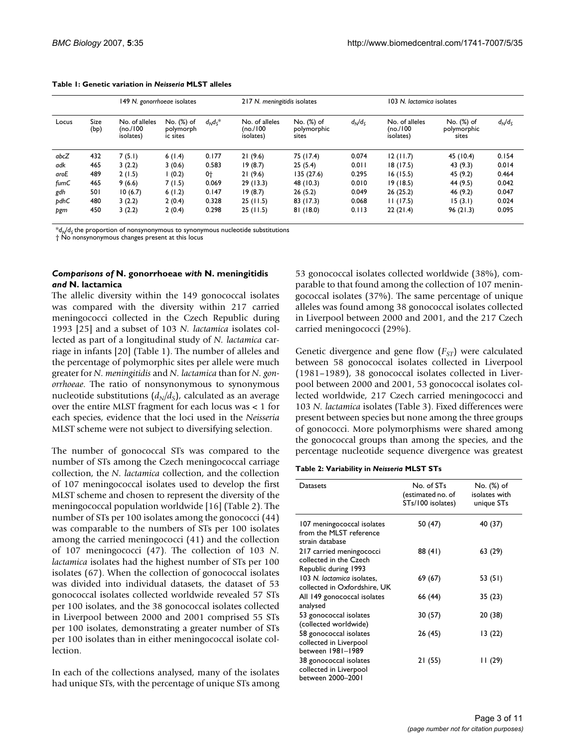**Table 1: Genetic variation in *Neisseria* MLST alleles**

| | | 149 *N. gonorrhoeae* isolates | | | 217 *N. meningitidis* isolates | | | 103 *N. lactamica* isolates | | |
|---|---|---|---|---|---|---|---|---|---|---|
| Locus | Size (bp) | No. of alleles (no./100 isolates) | No. (%) of polymorphic sites | $d_N d_S$* | No. of alleles (no./100 isolates) | No. (%) of polymorphic sites | $d_N/d_S$ | No. of alleles (no./100 isolates) | No. (%) of polymorphic sites | $d_N/d_S$ |
| *abcZ* | 432 | 7 (5.1) | 6 (1.4) | 0.177 | 21 (9.6) | 75 (17.4) | 0.074 | 12 (11.7) | 45 (10.4) | 0.154 |
| *adk* | 465 | 3 (2.2) | 3 (0.6) | 0.583 | 19 (8.7) | 25 (5.4) | 0.011 | 18 (17.5) | 43 (9.3) | 0.014 |
| *aroE* | 489 | 2 (1.5) | 1 (0.2) | 0† | 21 (9.6) | 135 (27.6) | 0.295 | 16 (15.5) | 45 (9.2) | 0.464 |
| *fumC* | 465 | 9 (6.6) | 7 (1.5) | 0.069 | 29 (13.3) | 48 (10.3) | 0.010 | 19 (18.5) | 44 (9.5) | 0.042 |
| *gdh* | 501 | 10 (6.7) | 6 (1.2) | 0.147 | 19 (8.7) | 26 (5.2) | 0.049 | 26 (25.2) | 46 (9.2) | 0.047 |
| *pdhC* | 480 | 3 (2.2) | 2 (0.4) | 0.328 | 25 (11.5) | 83 (17.3) | 0.068 | 11 (17.5) | 15 (3.1) | 0.024 |
| *pgm* | 450 | 3 (2.2) | 2 (0.4) | 0.298 | 25 (11.5) | 81 (18.0) | 0.113 | 22 (21.4) | 96 (21.3) | 0.095 |

*$d_N/d_S$ the proportion of nonsynonymous to synonymous nucleotide substitutions
† No nonsynonymous changes present at this locus

### *Comparisons of* N. gonorrhoeae *with* N. meningitidis *and* N. lactamica

The allelic diversity within the 149 gonococcal isolates was compared with the diversity within 217 carried meningococci collected in the Czech Republic during 1993 [25] and a subset of 103 *N. lactamica* isolates collected as part of a longitudinal study of *N. lactamica* carriage in infants [20] (Table 1). The number of alleles and the percentage of polymorphic sites per allele were much greater for *N. meningitidis* and *N. lactamica* than for *N. gonorrhoeae*. The ratio of nonsynonymous to synonymous nucleotide substitutions ($d_N/d_S$), calculated as an average over the entire MLST fragment for each locus was < 1 for each species, evidence that the loci used in the *Neisseria* MLST scheme were not subject to diversifying selection.

The number of gonococcal STs was compared to the number of STs among the Czech meningococcal carriage collection, the *N. lactamica* collection, and the collection of 107 meningococcal isolates used to develop the first MLST scheme and chosen to represent the diversity of the meningococcal population worldwide [16] (Table 2). The number of STs per 100 isolates among the gonococci (44) was comparable to the numbers of STs per 100 isolates among the carried meningococci (41) and the collection of 107 meningococci (47). The collection of 103 *N. lactamica* isolates had the highest number of STs per 100 isolates (67). When the collection of gonococcal isolates was divided into individual datasets, the dataset of 53 gonococcal isolates collected worldwide revealed 57 STs per 100 isolates, and the 38 gonococcal isolates collected in Liverpool between 2000 and 2001 comprised 55 STs per 100 isolates, demonstrating a greater number of STs per 100 isolates than in either meningococcal isolate collection.

In each of the collections analysed, many of the isolates had unique STs, with the percentage of unique STs among 53 gonococcal isolates collected worldwide (38%), comparable to that found among the collection of 107 meningococcal isolates (37%). The same percentage of unique alleles was found among 38 gonococcal isolates collected in Liverpool between 2000 and 2001, and the 217 Czech carried meningococci (29%).

Genetic divergence and gene flow ($F_{ST}$) were calculated between 58 gonococcal isolates collected in Liverpool (1981–1989), 38 gonococcal isolates collected in Liverpool between 2000 and 2001, 53 gonococcal isolates collected worldwide, 217 Czech carried meningococci and 103 *N. lactamica* isolates (Table 3). Fixed differences were present between species but none among the three groups of gonococci. More polymorphisms were shared among the gonococcal groups than among the species, and the percentage nucleotide sequence divergence was greatest

**Table 2: Variability in *Neisseria* MLST STs**

| Datasets | No. of STs (estimated no. of STs/100 isolates) | No. (%) of isolates with unique STs |
|---|---|---|
| 107 meningococcal isolates from the MLST reference strain database | 50 (47) | 40 (37) |
| 217 carried meningococci collected in the Czech Republic during 1993 | 88 (41) | 63 (29) |
| 103 *N. lactamica* isolates, collected in Oxfordshire, UK | 69 (67) | 53 (51) |
| All 149 gonococcal isolates analysed | 66 (44) | 35 (23) |
| 53 gonococcal isolates (collected worldwide) | 30 (57) | 20 (38) |
| 58 gonococcal isolates collected in Liverpool between 1981–1989 | 26 (45) | 13 (22) |
| 38 gonococcal isolates collected in Liverpool between 2000–2001 | 21 (55) | 11 (29) |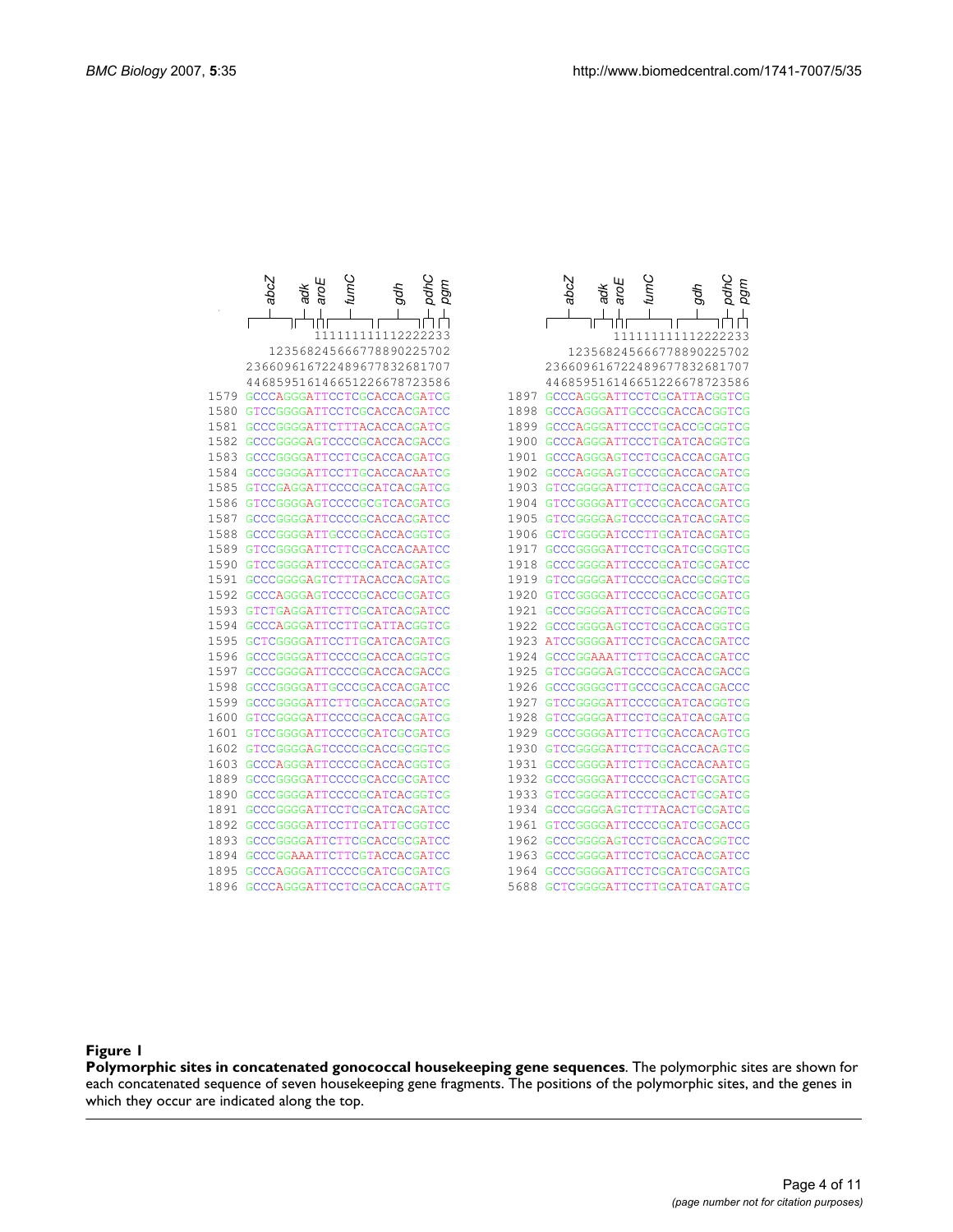```
         abcZ   adk aroE  fumC      gdh   pdhC pgm
           111111111111112222233
        123568245666778890225702
     236609616722489677832681707
     446859516146651226678723586
1579 GCCCAGGGATTCCTCGCACCACGATCG
1580 GTCCGGGGATTCCTCGCACCACGATCC
1581 GCCCGGGGATTCTTTACACCACGATCG
1582 GCCCGGGGAGTCCCCGCACCACGACCG
1583 GCCCGGGGATTCCTCGCACCACGATCG
1584 GCCCGGGGATTCCTTGCACCACAATCG
1585 GTCCGAGGATTCCCCGCATCACGATCG
1586 GTCCGGGGAGTCCCCGCGTCACGATCG
1587 GCCCGGGGATTCCCCGCACCACGATCC
1588 GCCCGGGGATTGCCCGCACCACGGTCG
1589 GTCCGGGGATTCTTCGCACCACAATCC
1590 GTCCGGGGATTCCCCGCATCACGATCG
1591 GCCCGGGGAGTCTTTACACCACGATCG
1592 GCCCAGGGAGTCCCCGCACCGCGATCG
1593 GTCTGAGGATTCTTCGCATCACGATCC
1594 GCCCAGGGATTCCTTGCATTACGGTCG
1595 GCTCGGGGATTCCTTGCATCACGATCG
1596 GCCCGGGGATTCCCCGCACCACGGTCG
1597 GCCCGGGGATTCCCCGCACCACGACCG
1598 GCCCGGGGATTGCCCGCACCACGATCC
1599 GCCCGGGGATTCTTCGCACCACGATCG
1600 GTCCGGGGATTCCCCGCACCACGATCG
1601 GTCCGGGGATTCCCCGCATCGCGATCG
1602 GTCCGGGGAGTCCCCGCACCGCGGTCG
1603 GCCCAGGGATTCCCCGCACCACGGTCG
1889 GCCCGGGGATTCCCCGCACCGCGATCC
1890 GCCCGGGGATTCCCCGCATCACGGTCG
1891 GCCCGGGGATTCCTCGCATCACGATCC
1892 GCCCGGGGATTCCTTGCATTGCGGTCC
1893 GCCCGGGGATTCTTCGCACCGCGATCC
1894 GCCCGGAAATTCTTCGTACCACGATCC
1895 GCCCAGGGATTCCCCGCATCGCGATCG
1896 GCCCAGGGATTCCTCGCACCACGATTG
```

```
         abcZ   adk aroE  fumC      gdh   pdhC pgm
           111111111111112222233
        123568245666778890225702
     236609616722489677832681707
     446859516146651226678723586
1897 GCCCAGGGATTCCTCGCATTACGGTCG
1898 GCCCAGGGATTGCCCGCACCACGGTCG
1899 GCCCAGGGATTCCCTGCACCGCGGTCG
1900 GCCCAGGGATTCCCTGCATCACGGTCG
1901 GCCCAGGGAGTCCTCGCACCACGATCG
1902 GCCCAGGGAGTGCCCGCACCACGATCG
1903 GTCCGGGGATTCTTCGCACCACGATCG
1904 GTCCGGGGATTGCCCGCACCACGATCG
1905 GTCCGGGGAGTCCCCGCATCACGATCG
1906 GCTCGGGGATCCCTTGCATCACGATCG
1917 GCCCGGGGATTCCTCGCATCGCGGTCG
1918 GCCCGGGGATTCCCCGCATCGCGATCC
1919 GTCCGGGGATTCCCCGCACCGCGGTCG
1920 GTCCGGGGATTCCCCGCACCGCGATCG
1921 GCCCGGGGATTCCTCGCACCACGGTCG
1922 GCCCGGGGAGTCCTCGCACCACGGTCG
1923 ATCCGGGGATTCCTCGCACCACGATCC
1924 GCCCGGAAATTCTTCGCACCACGATCC
1925 GTCCGGGGAGTCCCCGCACCACGACCG
1926 GCCCGGGGCTTGCCCGCACCACGACCC
1927 GTCCGGGGATTCCCCGCATCACGGTCG
1928 GTCCGGGGATTCCTCGCATCACGATCG
1929 GCCCGGGGATTCTTCGCACCACAGTCG
1930 GTCCGGGGATTCTTCGCACCACAGTCG
1931 GCCCGGGGATTCTTCGCACCACAATCG
1932 GCCCGGGGATTCCCCGCACTGCGATCG
1933 GTCCGGGGATTCCCCGCACTGCGATCG
1934 GCCCGGGGAGTCTTTACACTGCGATCG
1961 GTCCGGGGATTCCCCGCATCGCGACCG
1962 GCCCGGGGAGTCCTCGCACCACGGTCC
1963 GCCCGGGGATTCCTCGCACCACGATCC
1964 GCCCGGGGATTCCTCGCATCGCGATCG
5688 GCTCGGGGATTCCTTGCATCATGATCG
```

**Figure 1**
**Polymorphic sites in concatenated gonococcal housekeeping gene sequences**. The polymorphic sites are shown for each concatenated sequence of seven housekeeping gene fragments. The positions of the polymorphic sites, and the genes in which they occur are indicated along the top.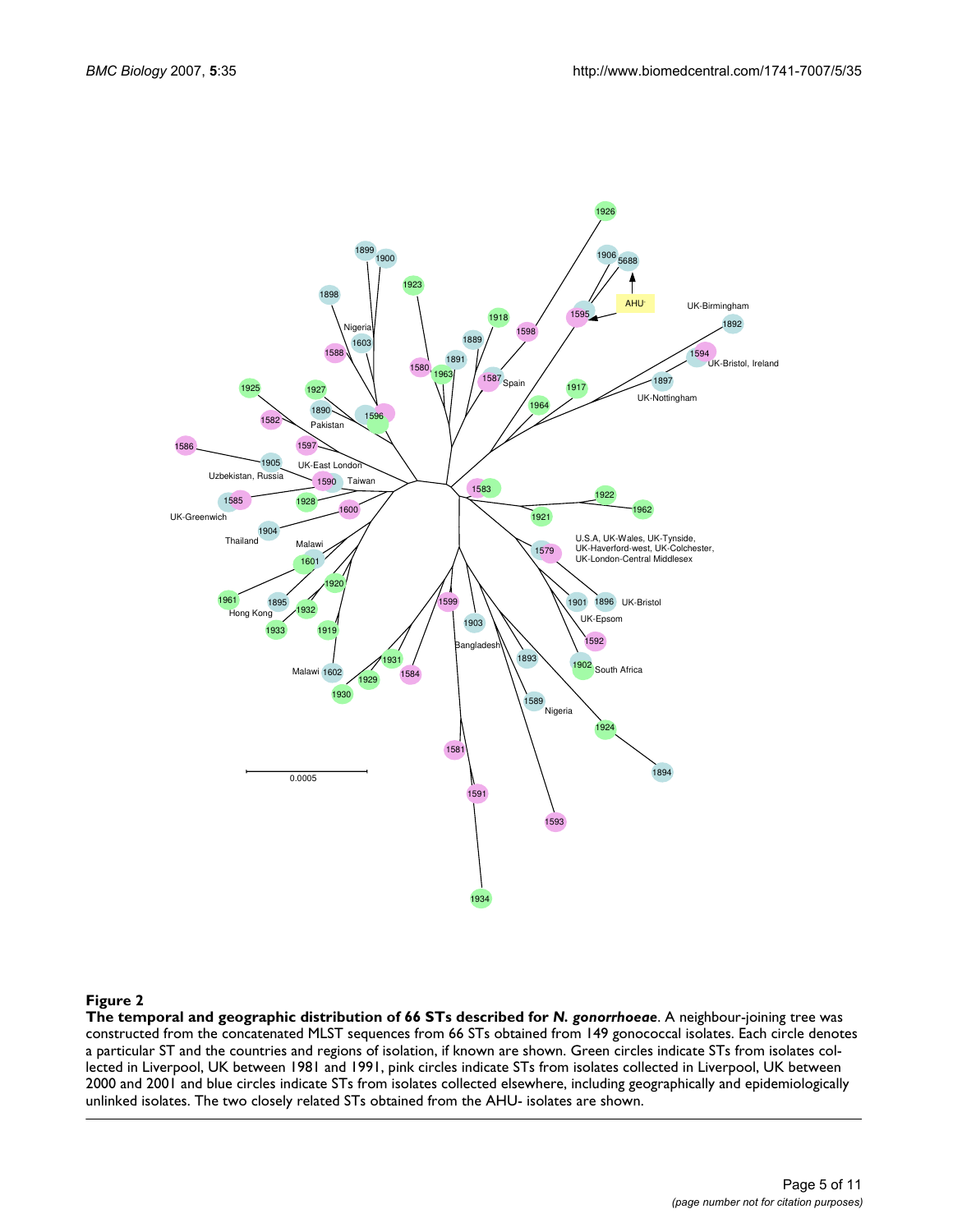**Figure 2**

**The temporal and geographic distribution of 66 STs described for *N. gonorrhoeae***. A neighbour-joining tree was constructed from the concatenated MLST sequences from 66 STs obtained from 149 gonococcal isolates. Each circle denotes a particular ST and the countries and regions of isolation, if known are shown. Green circles indicate STs from isolates collected in Liverpool, UK between 1981 and 1991, pink circles indicate STs from isolates collected in Liverpool, UK between 2000 and 2001 and blue circles indicate STs from isolates collected elsewhere, including geographically and epidemiologically unlinked isolates. The two closely related STs obtained from the AHU- isolates are shown.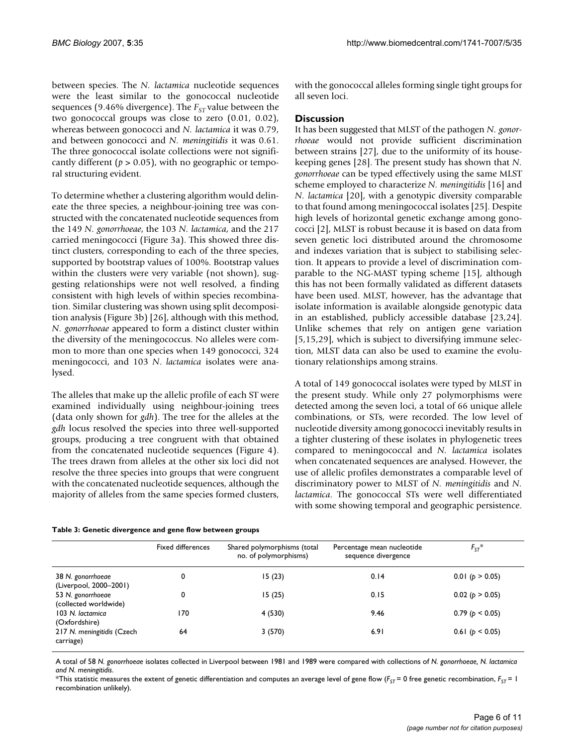between species. The *N. lactamica* nucleotide sequences were the least similar to the gonococcal nucleotide sequences (9.46% divergence). The $F_{ST}$ value between the two gonococcal groups was close to zero (0.01, 0.02), whereas between gonococci and *N. lactamica* it was 0.79, and between gonococci and *N. meningitidis* it was 0.61. The three gonococcal isolate collections were not significantly different ($p > 0.05$), with no geographic or temporal structuring evident.

To determine whether a clustering algorithm would delineate the three species, a neighbour-joining tree was constructed with the concatenated nucleotide sequences from the 149 *N. gonorrhoeae*, the 103 *N. lactamica*, and the 217 carried meningococci (Figure 3a). This showed three distinct clusters, corresponding to each of the three species, supported by bootstrap values of 100%. Bootstrap values within the clusters were very variable (not shown), suggesting relationships were not well resolved, a finding consistent with high levels of within species recombination. Similar clustering was shown using split decomposition analysis (Figure 3b) [26], although with this method, *N. gonorrhoeae* appeared to form a distinct cluster within the diversity of the meningococcus. No alleles were common to more than one species when 149 gonococci, 324 meningococci, and 103 *N. lactamica* isolates were analysed.

The alleles that make up the allelic profile of each ST were examined individually using neighbour-joining trees (data only shown for *gdh*). The tree for the alleles at the *gdh* locus resolved the species into three well-supported groups, producing a tree congruent with that obtained from the concatenated nucleotide sequences (Figure 4). The trees drawn from alleles at the other six loci did not resolve the three species into groups that were congruent with the concatenated nucleotide sequences, although the majority of alleles from the same species formed clusters, with the gonococcal alleles forming single tight groups for all seven loci.

## Discussion

It has been suggested that MLST of the pathogen *N. gonorrhoeae* would not provide sufficient discrimination between strains [27], due to the uniformity of its housekeeping genes [28]. The present study has shown that *N. gonorrhoeae* can be typed effectively using the same MLST scheme employed to characterize *N. meningitidis* [16] and *N. lactamica* [20], with a genotypic diversity comparable to that found among meningococcal isolates [25]. Despite high levels of horizontal genetic exchange among gonococci [2], MLST is robust because it is based on data from seven genetic loci distributed around the chromosome and indexes variation that is subject to stabilising selection. It appears to provide a level of discrimination comparable to the NG-MAST typing scheme [15], although this has not been formally validated as different datasets have been used. MLST, however, has the advantage that isolate information is available alongside genotypic data in an established, publicly accessible database [23,24]. Unlike schemes that rely on antigen gene variation [5,15,29], which is subject to diversifying immune selection, MLST data can also be used to examine the evolutionary relationships among strains.

A total of 149 gonococcal isolates were typed by MLST in the present study. While only 27 polymorphisms were detected among the seven loci, a total of 66 unique allele combinations, or STs, were recorded. The low level of nucleotide diversity among gonococci inevitably results in a tighter clustering of these isolates in phylogenetic trees compared to meningococcal and *N. lactamica* isolates when concatenated sequences are analysed. However, the use of allelic profiles demonstrates a comparable level of discriminatory power to MLST of *N. meningitidis* and *N. lactamica*. The gonococcal STs were well differentiated with some showing temporal and geographic persistence.

**Table 3: Genetic divergence and gene flow between groups**

| | Fixed differences | Shared polymorphisms (total no. of polymorphisms) | Percentage mean nucleotide sequence divergence | $F_{ST}$* |
|---|---|---|---|---|
| 38 *N. gonorrhoeae* (Liverpool, 2000–2001) | 0 | 15 (23) | 0.14 | 0.01 ($p > 0.05$) |
| 53 *N. gonorrhoeae* (collected worldwide) | 0 | 15 (25) | 0.15 | 0.02 ($p > 0.05$) |
| 103 *N. lactamica* (Oxfordshire) | 170 | 4 (530) | 9.46 | 0.79 ($p < 0.05$) |
| 217 *N. meningitidis* (Czech carriage) | 64 | 3 (570) | 6.91 | 0.61 ($p < 0.05$) |

A total of 58 *N. gonorrhoeae* isolates collected in Liverpool between 1981 and 1989 were compared with collections of *N. gonorrhoeae*, *N. lactamica* and *N. meningitidis*.

*This statistic measures the extent of genetic differentiation and computes an average level of gene flow ($F_{ST}$ = 0 free genetic recombination, $F_{ST}$ = 1 recombination unlikely).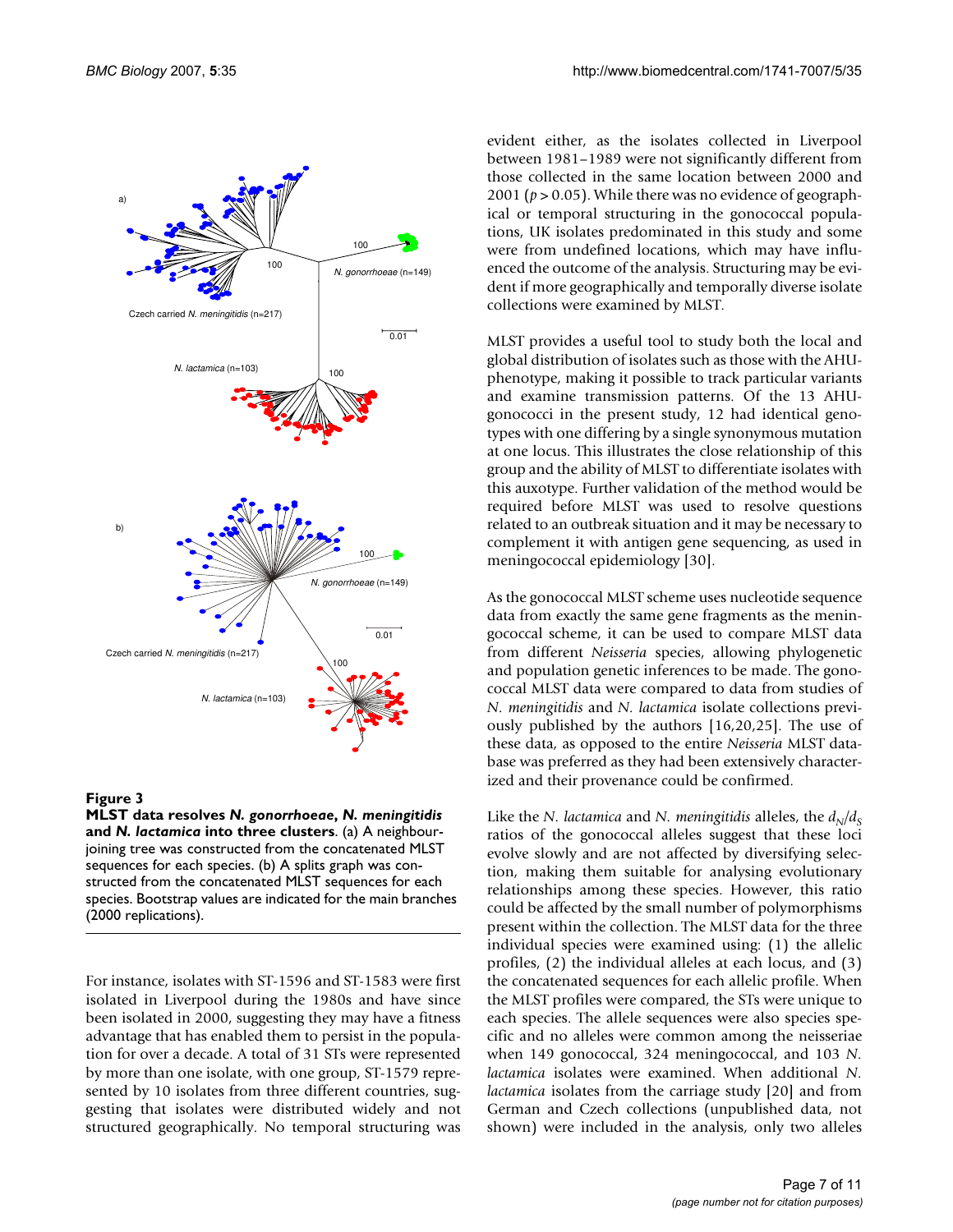**Figure 3**

**MLST data resolves *N. gonorrhoeae*, *N. meningitidis* and *N. lactamica* into three clusters**. (a) A neighbour-joining tree was constructed from the concatenated MLST sequences for each species. (b) A splits graph was constructed from the concatenated MLST sequences for each species. Bootstrap values are indicated for the main branches (2000 replications).

For instance, isolates with ST-1596 and ST-1583 were first isolated in Liverpool during the 1980s and have since been isolated in 2000, suggesting they may have a fitness advantage that has enabled them to persist in the population for over a decade. A total of 31 STs were represented by more than one isolate, with one group, ST-1579 represented by 10 isolates from three different countries, suggesting that isolates were distributed widely and not structured geographically. No temporal structuring was evident either, as the isolates collected in Liverpool between 1981–1989 were not significantly different from those collected in the same location between 2000 and 2001 ($p > 0.05$). While there was no evidence of geographical or temporal structuring in the gonococcal populations, UK isolates predominated in this study and some were from undefined locations, which may have influenced the outcome of the analysis. Structuring may be evident if more geographically and temporally diverse isolate collections were examined by MLST.

MLST provides a useful tool to study both the local and global distribution of isolates such as those with the AHU-phenotype, making it possible to track particular variants and examine transmission patterns. Of the 13 AHU-gonococci in the present study, 12 had identical genotypes with one differing by a single synonymous mutation at one locus. This illustrates the close relationship of this group and the ability of MLST to differentiate isolates with this auxotype. Further validation of the method would be required before MLST was used to resolve questions related to an outbreak situation and it may be necessary to complement it with antigen gene sequencing, as used in meningococcal epidemiology [30].

As the gonococcal MLST scheme uses nucleotide sequence data from exactly the same gene fragments as the meningococcal scheme, it can be used to compare MLST data from different *Neisseria* species, allowing phylogenetic and population genetic inferences to be made. The gonococcal MLST data were compared to data from studies of *N. meningitidis* and *N. lactamica* isolate collections previously published by the authors [16,20,25]. The use of these data, as opposed to the entire *Neisseria* MLST database was preferred as they had been extensively characterized and their provenance could be confirmed.

Like the *N. lactamica* and *N. meningitidis* alleles, the $d_N/d_S$ ratios of the gonococcal alleles suggest that these loci evolve slowly and are not affected by diversifying selection, making them suitable for analysing evolutionary relationships among these species. However, this ratio could be affected by the small number of polymorphisms present within the collection. The MLST data for the three individual species were examined using: (1) the allelic profiles, (2) the individual alleles at each locus, and (3) the concatenated sequences for each allelic profile. When the MLST profiles were compared, the STs were unique to each species. The allele sequences were also species specific and no alleles were common among the neisseriae when 149 gonococcal, 324 meningococcal, and 103 *N. lactamica* isolates were examined. When additional *N. lactamica* isolates from the carriage study [20] and from German and Czech collections (unpublished data, not shown) were included in the analysis, only two alleles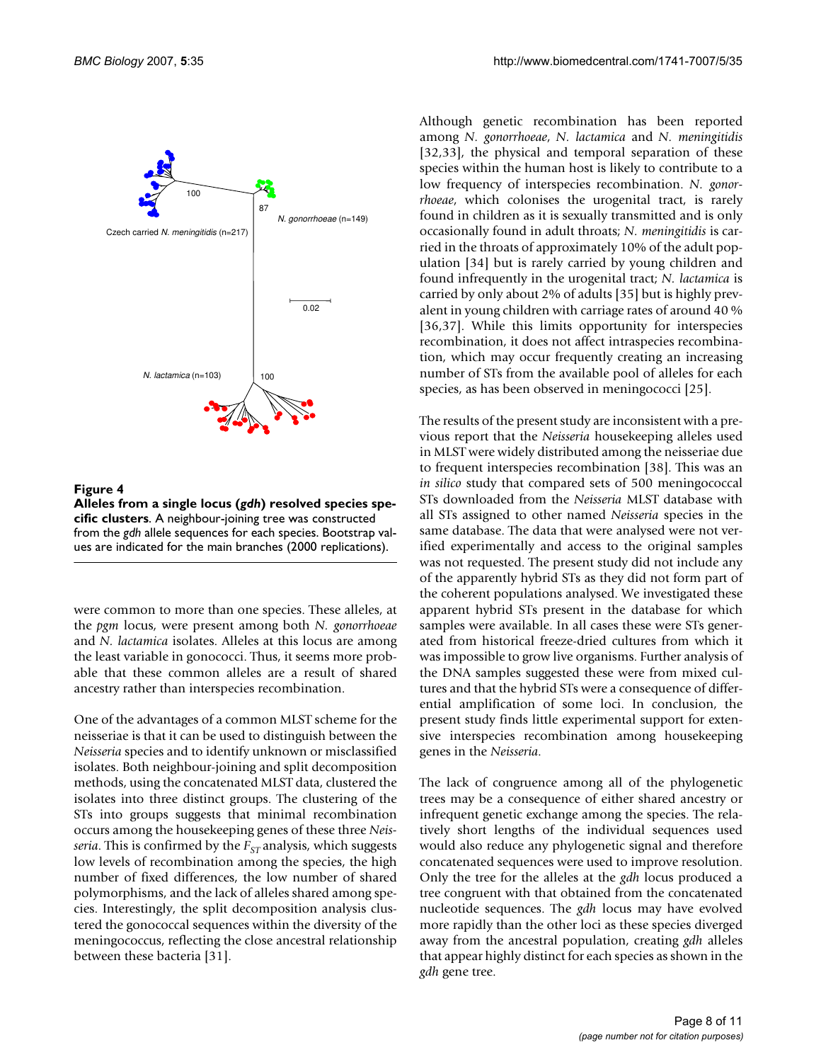**Figure 4**

**Alleles from a single locus (*gdh*) resolved species specific clusters**. A neighbour-joining tree was constructed from the *gdh* allele sequences for each species. Bootstrap values are indicated for the main branches (2000 replications).

were common to more than one species. These alleles, at the *pgm* locus, were present among both *N. gonorrhoeae* and *N. lactamica* isolates. Alleles at this locus are among the least variable in gonococci. Thus, it seems more probable that these common alleles are a result of shared ancestry rather than interspecies recombination.

One of the advantages of a common MLST scheme for the neisseriae is that it can be used to distinguish between the *Neisseria* species and to identify unknown or misclassified isolates. Both neighbour-joining and split decomposition methods, using the concatenated MLST data, clustered the isolates into three distinct groups. The clustering of the STs into groups suggests that minimal recombination occurs among the housekeeping genes of these three *Neisseria*. This is confirmed by the $F_{ST}$ analysis, which suggests low levels of recombination among the species, the high number of fixed differences, the low number of shared polymorphisms, and the lack of alleles shared among species. Interestingly, the split decomposition analysis clustered the gonococcal sequences within the diversity of the meningococcus, reflecting the close ancestral relationship between these bacteria [31].

Although genetic recombination has been reported among *N. gonorrhoeae*, *N. lactamica* and *N. meningitidis* [32,33], the physical and temporal separation of these species within the human host is likely to contribute to a low frequency of interspecies recombination. *N. gonorrhoeae*, which colonises the urogenital tract, is rarely found in children as it is sexually transmitted and is only occasionally found in adult throats; *N. meningitidis* is carried in the throats of approximately 10% of the adult population [34] but is rarely carried by young children and found infrequently in the urogenital tract; *N. lactamica* is carried by only about 2% of adults [35] but is highly prevalent in young children with carriage rates of around 40 % [36,37]. While this limits opportunity for interspecies recombination, it does not affect intraspecies recombination, which may occur frequently creating an increasing number of STs from the available pool of alleles for each species, as has been observed in meningococci [25].

The results of the present study are inconsistent with a previous report that the *Neisseria* housekeeping alleles used in MLST were widely distributed among the neisseriae due to frequent interspecies recombination [38]. This was an *in silico* study that compared sets of 500 meningococcal STs downloaded from the *Neisseria* MLST database with all STs assigned to other named *Neisseria* species in the same database. The data that were analysed were not verified experimentally and access to the original samples was not requested. The present study did not include any of the apparently hybrid STs as they did not form part of the coherent populations analysed. We investigated these apparent hybrid STs present in the database for which samples were available. In all cases these were STs generated from historical freeze-dried cultures from which it was impossible to grow live organisms. Further analysis of the DNA samples suggested these were from mixed cultures and that the hybrid STs were a consequence of differential amplification of some loci. In conclusion, the present study finds little experimental support for extensive interspecies recombination among housekeeping genes in the *Neisseria*.

The lack of congruence among all of the phylogenetic trees may be a consequence of either shared ancestry or infrequent genetic exchange among the species. The relatively short lengths of the individual sequences used would also reduce any phylogenetic signal and therefore concatenated sequences were used to improve resolution. Only the tree for the alleles at the *gdh* locus produced a tree congruent with that obtained from the concatenated nucleotide sequences. The *gdh* locus may have evolved more rapidly than the other loci as these species diverged away from the ancestral population, creating *gdh* alleles that appear highly distinct for each species as shown in the *gdh* gene tree.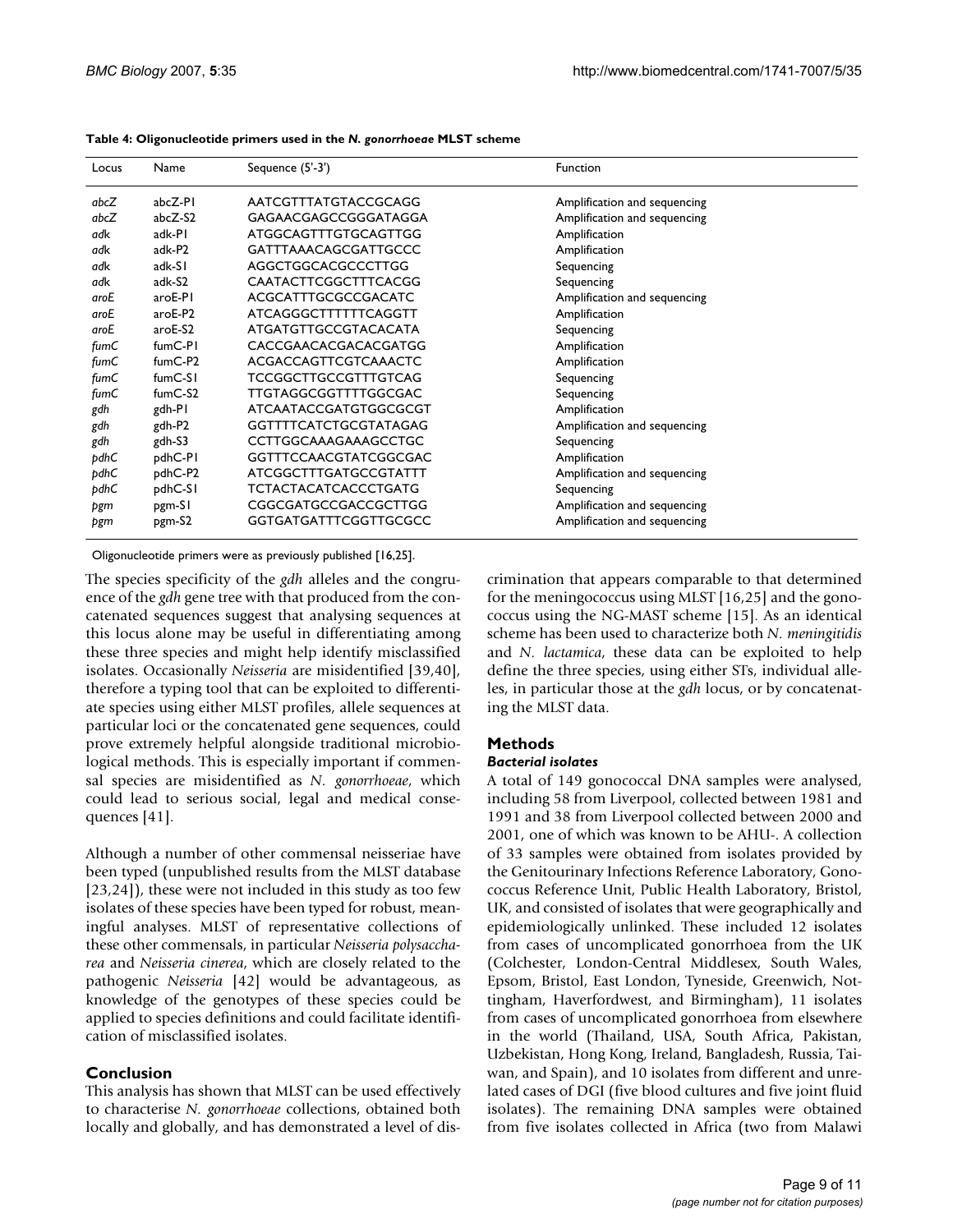**Table 4: Oligonucleotide primers used in the *N. gonorrhoeae* MLST scheme**

| Locus | Name | Sequence (5'-3') | Function |
|---|---|---|---|
| *abcZ* | abcZ-P1 | AATCGTTTATGTACCGCAGG | Amplification and sequencing |
| *abcZ* | abcZ-S2 | GAGAACGAGCCGGGATAGGA | Amplification and sequencing |
| *adk* | adk-P1 | ATGGCAGTTTGTGCAGTTGG | Amplification |
| *adk* | adk-P2 | GATTTAAACAGCGATTGCCC | Amplification |
| *adk* | adk-S1 | AGGCTGGCACGCCCTTGG | Sequencing |
| *adk* | adk-S2 | CAATACTTCGGCTTTCACGG | Sequencing |
| *aroE* | aroE-P1 | ACGCATTTGCGCCGACATC | Amplification and sequencing |
| *aroE* | aroE-P2 | ATCAGGGCTTTTTTCAGGTT | Amplification |
| *aroE* | aroE-S2 | ATGATGTTGCCGTACACATA | Sequencing |
| *fumC* | fumC-P1 | CACCGAACACGACACGATGG | Amplification |
| *fumC* | fumC-P2 | ACGACCAGTTCGTCAAACTC | Amplification |
| *fumC* | fumC-S1 | TCCGGCTTGCCGTTTGTCAG | Sequencing |
| *fumC* | fumC-S2 | TTGTAGGCGGTTTTGGCGAC | Sequencing |
| *gdh* | gdh-P1 | ATCAATACCGATGTGGCGCGT | Amplification |
| *gdh* | gdh-P2 | GGTTTTCATCTGCGTATAGAG | Amplification and sequencing |
| *gdh* | gdh-S3 | CCTTGGCAAAGAAAGCCTGC | Sequencing |
| *pdhC* | pdhC-P1 | GGTTTCCAACGTATCGGCGAC | Amplification |
| *pdhC* | pdhC-P2 | ATCGGCTTTGATGCCGTATTT | Amplification and sequencing |
| *pdhC* | pdhC-S1 | TCTACTACATCACCCTGATG | Sequencing |
| *pgm* | pgm-S1 | CGGCGATGCCGACCGCTTGG | Amplification and sequencing |
| *pgm* | pgm-S2 | GGTGATGATTTCGGTTGCGCC | Amplification and sequencing |

Oligonucleotide primers were as previously published [16,25].

The species specificity of the *gdh* alleles and the congruence of the *gdh* gene tree with that produced from the concatenated sequences suggest that analysing sequences at this locus alone may be useful in differentiating among these three species and might help identify misclassified isolates. Occasionally *Neisseria* are misidentified [39,40], therefore a typing tool that can be exploited to differentiate species using either MLST profiles, allele sequences at particular loci or the concatenated gene sequences, could prove extremely helpful alongside traditional microbiological methods. This is especially important if commensal species are misidentified as *N. gonorrhoeae*, which could lead to serious social, legal and medical consequences [41].

Although a number of other commensal neisseriae have been typed (unpublished results from the MLST database [23,24]), these were not included in this study as too few isolates of these species have been typed for robust, meaningful analyses. MLST of representative collections of these other commensals, in particular *Neisseria polysaccharea* and *Neisseria cinerea*, which are closely related to the pathogenic *Neisseria* [42] would be advantageous, as knowledge of the genotypes of these species could be applied to species definitions and could facilitate identification of misclassified isolates.

## Conclusion

This analysis has shown that MLST can be used effectively to characterise *N. gonorrhoeae* collections, obtained both locally and globally, and has demonstrated a level of discrimination that appears comparable to that determined for the meningococcus using MLST [16,25] and the gonococcus using the NG-MAST scheme [15]. As an identical scheme has been used to characterize both *N. meningitidis* and *N. lactamica*, these data can be exploited to help define the three species, using either STs, individual alleles, in particular those at the *gdh* locus, or by concatenating the MLST data.

## Methods

### *Bacterial isolates*

A total of 149 gonococcal DNA samples were analysed, including 58 from Liverpool, collected between 1981 and 1991 and 38 from Liverpool collected between 2000 and 2001, one of which was known to be AHU-. A collection of 33 samples were obtained from isolates provided by the Genitourinary Infections Reference Laboratory, Gonococcus Reference Unit, Public Health Laboratory, Bristol, UK, and consisted of isolates that were geographically and epidemiologically unlinked. These included 12 isolates from cases of uncomplicated gonorrhoea from the UK (Colchester, London-Central Middlesex, South Wales, Epsom, Bristol, East London, Tyneside, Greenwich, Nottingham, Haverfordwest, and Birmingham), 11 isolates from cases of uncomplicated gonorrhoea from elsewhere in the world (Thailand, USA, South Africa, Pakistan, Uzbekistan, Hong Kong, Ireland, Bangladesh, Russia, Taiwan, and Spain), and 10 isolates from different and unrelated cases of DGI (five blood cultures and five joint fluid isolates). The remaining DNA samples were obtained from five isolates collected in Africa (two from Malawi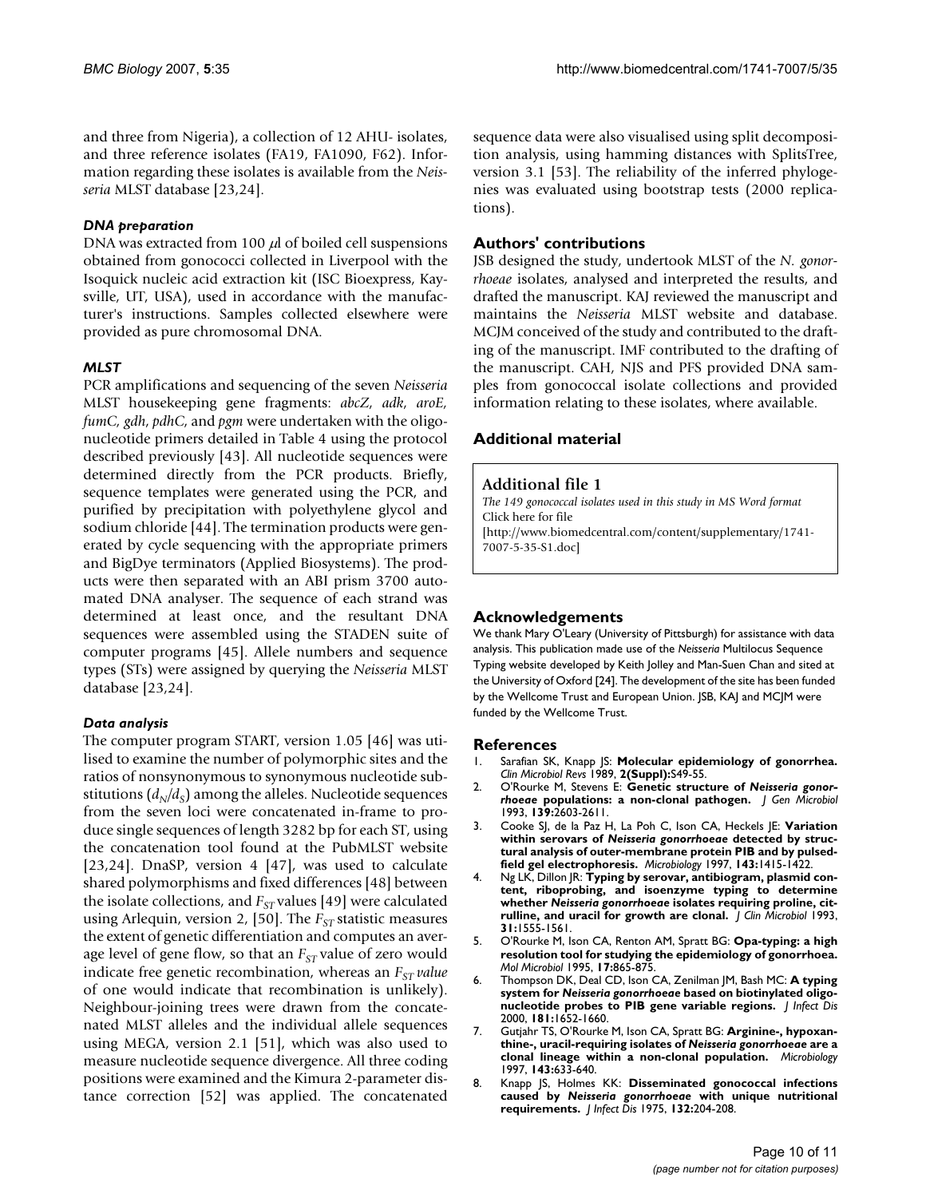and three from Nigeria), a collection of 12 AHU- isolates, and three reference isolates (FA19, FA1090, F62). Information regarding these isolates is available from the *Neisseria* MLST database [23,24].

### *DNA preparation*

DNA was extracted from 100 $\mu$l of boiled cell suspensions obtained from gonococci collected in Liverpool with the Isoquick nucleic acid extraction kit (ISC Bioexpress, Kaysville, UT, USA), used in accordance with the manufacturer's instructions. Samples collected elsewhere were provided as pure chromosomal DNA.

### *MLST*

PCR amplifications and sequencing of the seven *Neisseria* MLST housekeeping gene fragments: *abcZ*, *adk*, *aroE, fumC, gdh*, *pdhC*, and *pgm* were undertaken with the oligonucleotide primers detailed in Table 4 using the protocol described previously [43]. All nucleotide sequences were determined directly from the PCR products. Briefly, sequence templates were generated using the PCR, and purified by precipitation with polyethylene glycol and sodium chloride [44]. The termination products were generated by cycle sequencing with the appropriate primers and BigDye terminators (Applied Biosystems). The products were then separated with an ABI prism 3700 automated DNA analyser. The sequence of each strand was determined at least once, and the resultant DNA sequences were assembled using the STADEN suite of computer programs [45]. Allele numbers and sequence types (STs) were assigned by querying the *Neisseria* MLST database [23,24].

### *Data analysis*

The computer program START, version 1.05 [46] was utilised to examine the number of polymorphic sites and the ratios of nonsynonymous to synonymous nucleotide substitutions ($d_N/d_S$) among the alleles. Nucleotide sequences from the seven loci were concatenated in-frame to produce single sequences of length 3282 bp for each ST, using the concatenation tool found at the PubMLST website [23,24]. DnaSP, version 4 [47], was used to calculate shared polymorphisms and fixed differences [48] between the isolate collections, and $F_{ST}$ values [49] were calculated using Arlequin, version 2, [50]. The $F_{ST}$ statistic measures the extent of genetic differentiation and computes an average level of gene flow, so that an $F_{ST}$ value of zero would indicate free genetic recombination, whereas an $F_{ST}$ *value* of one would indicate that recombination is unlikely). Neighbour-joining trees were drawn from the concatenated MLST alleles and the individual allele sequences using MEGA, version 2.1 [51], which was also used to measure nucleotide sequence divergence. All three coding positions were examined and the Kimura 2-parameter distance correction [52] was applied. The concatenated sequence data were also visualised using split decomposition analysis, using hamming distances with SplitsTree, version 3.1 [53]. The reliability of the inferred phylogenies was evaluated using bootstrap tests (2000 replications).

## Authors' contributions

JSB designed the study, undertook MLST of the *N. gonorrhoeae* isolates, analysed and interpreted the results, and drafted the manuscript. KAJ reviewed the manuscript and maintains the *Neisseria* MLST website and database. MCJM conceived of the study and contributed to the drafting of the manuscript. IMF contributed to the drafting of the manuscript. CAH, NJS and PFS provided DNA samples from gonococcal isolate collections and provided information relating to these isolates, where available.

## Additional material

**Additional file 1**

*The 149 gonococcal isolates used in this study in MS Word format*
Click here for file
[http://www.biomedcentral.com/content/supplementary/1741-7007-5-35-S1.doc]

## Acknowledgements

We thank Mary O'Leary (University of Pittsburgh) for assistance with data analysis. This publication made use of the *Neisseria* Multilocus Sequence Typing website developed by Keith Jolley and Man-Suen Chan and sited at the University of Oxford [24]. The development of the site has been funded by the Wellcome Trust and European Union. JSB, KAJ and MCJM were funded by the Wellcome Trust.

## References

1. Sarafian SK, Knapp JS: **Molecular epidemiology of gonorrhea.** *Clin Microbiol Revs* 1989, **2(Suppl):**S49-55.
2. O'Rourke M, Stevens E: **Genetic structure of *Neisseria gonorrhoeae* populations: a non-clonal pathogen.** *J Gen Microbiol* 1993, **139:**2603-2611.
3. Cooke SJ, de la Paz H, La Poh C, Ison CA, Heckels JE: **Variation within serovars of *Neisseria gonorrhoeae* detected by structural analysis of outer-membrane protein PIB and by pulsed-field gel electrophoresis.** *Microbiology* 1997, **143:**1415-1422.
4. Ng LK, Dillon JR: **Typing by serovar, antibiogram, plasmid content, riboprobing, and isoenzyme typing to determine whether *Neisseria gonorrhoeae* isolates requiring proline, citrulline, and uracil for growth are clonal.** *J Clin Microbiol* 1993, **31:**1555-1561.
5. O'Rourke M, Ison CA, Renton AM, Spratt BG: **Opa-typing: a high resolution tool for studying the epidemiology of gonorrhoea.** *Mol Microbiol* 1995, **17:**865-875.
6. Thompson DK, Deal CD, Ison CA, Zenilman JM, Bash MC: **A typing system for *Neisseria gonorrhoeae* based on biotinylated oligonucleotide probes to PIB gene variable regions.** *J Infect Dis* 2000, **181:**1652-1660.
7. Gutjahr TS, O'Rourke M, Ison CA, Spratt BG: **Arginine-, hypoxanthine-, uracil-requiring isolates of *Neisseria gonorrhoeae* are a clonal lineage within a non-clonal population.** *Microbiology* 1997, **143:**633-640.
8. Knapp JS, Holmes KK: **Disseminated gonococcal infections caused by *Neisseria gonorrhoeae* with unique nutritional requirements.** *J Infect Dis* 1975, **132:**204-208.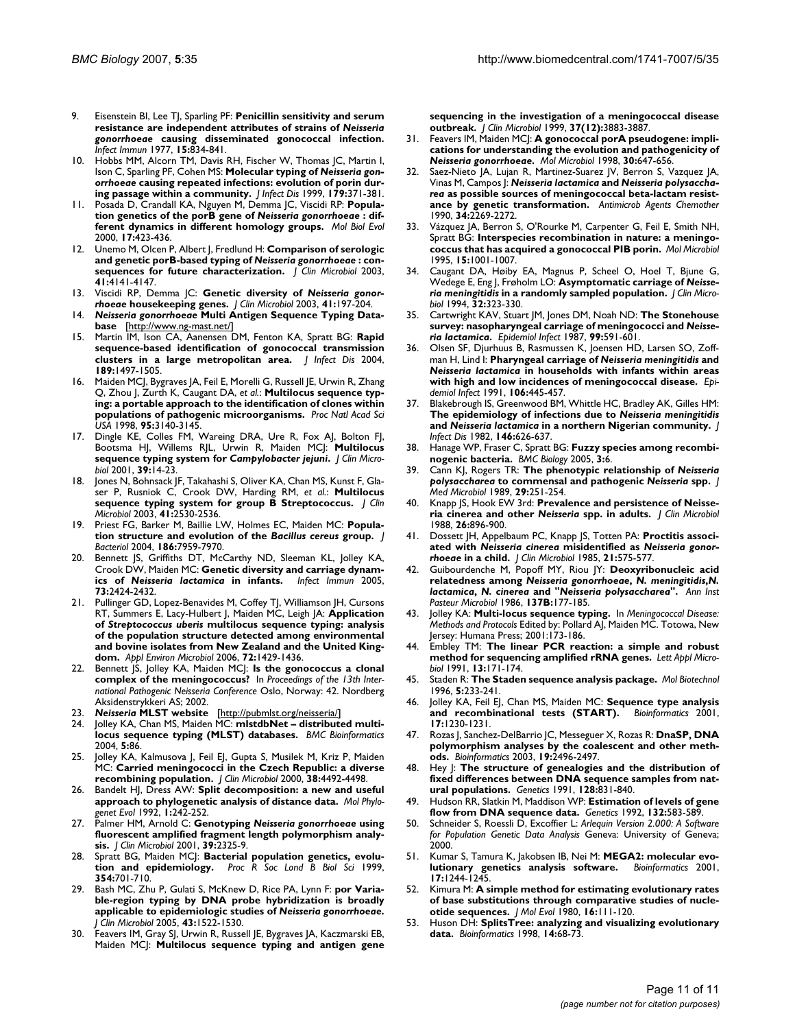9. Eisenstein BI, Lee TJ, Sparling PF: **Penicillin sensitivity and serum resistance are independent attributes of strains of *Neisseria gonorrhoeae* causing disseminated gonococcal infection.** *Infect Immun* 1977, **15:**834-841.
10. Hobbs MM, Alcorn TM, Davis RH, Fischer W, Thomas JC, Martin I, Ison C, Sparling PF, Cohen MS: **Molecular typing of *Neisseria gonorrhoeae* causing repeated infections: evolution of porin during passage within a community.** *J Infect Dis* 1999, **179:**371-381.
11. Posada D, Crandall KA, Nguyen M, Demma JC, Viscidi RP: **Population genetics of the porB gene of *Neisseria gonorrhoeae* : different dynamics in different homology groups.** *Mol Biol Evol* 2000, **17:**423-436.
12. Unemo M, Olcen P, Albert J, Fredlund H: **Comparison of serologic and genetic porB-based typing of *Neisseria gonorrhoeae* : consequences for future characterization.** *J Clin Microbiol* 2003, **41:**4141-4147.
13. Viscidi RP, Demma JC: **Genetic diversity of *Neisseria gonorrhoeae* housekeeping genes.** *J Clin Microbiol* 2003, **41:**197-204.
14. ***Neisseria gonorrhoeae* Multi Antigen Sequence Typing Database** [http://www.ng-mast.net/]
15. Martin IM, Ison CA, Aanensen DM, Fenton KA, Spratt BG: **Rapid sequence-based identification of gonococcal transmission clusters in a large metropolitan area.** *J Infect Dis* 2004, **189:**1497-1505.
16. Maiden MCJ, Bygraves JA, Feil E, Morelli G, Russell JE, Urwin R, Zhang Q, Zhou J, Zurth K, Caugant DA, *et al.*: **Multilocus sequence typing: a portable approach to the identification of clones within populations of pathogenic microorganisms.** *Proc Natl Acad Sci USA* 1998, **95:**3140-3145.
17. Dingle KE, Colles FM, Wareing DRA, Ure R, Fox AJ, Bolton FJ, Bootsma HJ, Willems RJL, Urwin R, Maiden MCJ: **Multilocus sequence typing system for *Campylobacter jejuni*.** *J Clin Microbiol* 2001, **39:**14-23.
18. Jones N, Bohnsack JF, Takahashi S, Oliver KA, Chan MS, Kunst F, Glaser P, Rusniok C, Crook DW, Harding RM, *et al.*: **Multilocus sequence typing system for group B Streptococcus.** *J Clin Microbiol* 2003, **41:**2530-2536.
19. Priest FG, Barker M, Baillie LW, Holmes EC, Maiden MC: **Population structure and evolution of the *Bacillus cereus* group.** *J Bacteriol* 2004, **186:**7959-7970.
20. Bennett JS, Griffiths DT, McCarthy ND, Sleeman KL, Jolley KA, Crook DW, Maiden MC: **Genetic diversity and carriage dynamics of *Neisseria lactamica* in infants.** *Infect Immun* 2005, **73:**2424-2432.
21. Pullinger GD, Lopez-Benavides M, Coffey TJ, Williamson JH, Cursons RT, Summers E, Lacy-Hulbert J, Maiden MC, Leigh JA: **Application of *Streptococcus uberis* multilocus sequence typing: analysis of the population structure detected among environmental and bovine isolates from New Zealand and the United Kingdom.** *Appl Environ Microbiol* 2006, **72:**1429-1436.
22. Bennett JS, Jolley KA, Maiden MCJ: **Is the gonococcus a clonal complex of the meningococcus?** In *Proceedings of the 13th International Pathogenic Neisseria Conference* Oslo, Norway: 42. Nordberg Aksidenstrykkeri AS; 2002.
23. ***Neisseria* MLST website** [http://pubmlst.org/neisseria/]
24. Jolley KA, Chan MS, Maiden MC: **mlstdbNet – distributed multilocus sequence typing (MLST) databases.** *BMC Bioinformatics* 2004, **5:**86.
25. Jolley KA, Kalmusova J, Feil EJ, Gupta S, Musilek M, Kriz P, Maiden MC: **Carried meningococci in the Czech Republic: a diverse recombining population.** *J Clin Microbiol* 2000, **38:**4492-4498.
26. Bandelt HJ, Dress AW: **Split decomposition: a new and useful approach to phylogenetic analysis of distance data.** *Mol Phylogenet Evol* 1992, **1:**242-252.
27. Palmer HM, Arnold C: **Genotyping *Neisseria gonorrhoeae* using fluorescent amplified fragment length polymorphism analysis.** *J Clin Microbiol* 2001, **39:**2325-9.
28. Spratt BG, Maiden MCJ: **Bacterial population genetics, evolution and epidemiology.** *Proc R Soc Lond B Biol Sci* 1999, **354:**701-710.
29. Bash MC, Zhu P, Gulati S, McKnew D, Rice PA, Lynn F: **por Variable-region typing by DNA probe hybridization is broadly applicable to epidemiologic studies of *Neisseria gonorrhoeae*.** *J Clin Microbiol* 2005, **43:**1522-1530.
30. Feavers IM, Gray SJ, Urwin R, Russell JE, Bygraves JA, Kaczmarski EB, Maiden MCJ: **Multilocus sequence typing and antigen gene sequencing in the investigation of a meningococcal disease outbreak.** *J Clin Microbiol* 1999, **37(12):**3883-3887.
31. Feavers IM, Maiden MCJ: **A gonococcal porA pseudogene: implications for understanding the evolution and pathogenicity of *Neisseria gonorrhoeae*.** *Mol Microbiol* 1998, **30:**647-656.
32. Saez-Nieto JA, Lujan R, Martinez-Suarez JV, Berron S, Vazquez JA, Vinas M, Campos J: ***Neisseria lactamica* and *Neisseria polysaccharea* as possible sources of meningococcal beta-lactam resistance by genetic transformation.** *Antimicrob Agents Chemother* 1990, **34:**2269-2272.
33. Vázquez JA, Berron S, O'Rourke M, Carpenter G, Feil E, Smith NH, Spratt BG: **Interspecies recombination in nature: a meningococcus that has acquired a gonococcal PIB porin.** *Mol Microbiol* 1995, **15:**1001-1007.
34. Caugant DA, Høiby EA, Magnus P, Scheel O, Hoel T, Bjune G, Wedege E, Eng J, Frøholm LO: **Asymptomatic carriage of *Neisseria meningitidis* in a randomly sampled population.** *J Clin Microbiol* 1994, **32:**323-330.
35. Cartwright KAV, Stuart JM, Jones DM, Noah ND: **The Stonehouse survey: nasopharyngeal carriage of meningococci and *Neisseria lactamica*.** *Epidemiol Infect* 1987, **99:**591-601.
36. Olsen SF, Djurhuus B, Rasmussen K, Joensen HD, Larsen SO, Zoffman H, Lind I: **Pharyngeal carriage of *Neisseria meningitidis* and *Neisseria lactamica* in households with infants within areas with high and low incidences of meningococcal disease.** *Epidemiol Infect* 1991, **106:**445-457.
37. Blakebrough IS, Greenwood BM, Whittle HC, Bradley AK, Gilles HM: **The epidemiology of infections due to *Neisseria meningitidis* and *Neisseria lactamica* in a northern Nigerian community.** *J Infect Dis* 1982, **146:**626-637.
38. Hanage WP, Fraser C, Spratt BG: **Fuzzy species among recombinogenic bacteria.** *BMC Biology* 2005, **3:**6.
39. Cann KJ, Rogers TR: **The phenotypic relationship of *Neisseria polysaccharea* to commensal and pathogenic *Neisseria* spp.** *J Med Microbiol* 1989, **29:**251-254.
40. Knapp JS, Hook EW 3rd: **Prevalence and persistence of *Neisseria cinerea* and other *Neisseria* spp. in adults.** *J Clin Microbiol* 1988, **26:**896-900.
41. Dossett JH, Appelbaum PC, Knapp JS, Totten PA: **Proctitis associated with *Neisseria cinerea* misidentified as *Neisseria gonorrhoeae* in a child.** *J Clin Microbiol* 1985, **21:**575-577.
42. Guibourdenche M, Popoff MY, Riou JY: **Deoxyribonucleic acid relatedness among *Neisseria gonorrhoeae*, *N. meningitidis*,*N. lactamica*, *N. cinerea* and "*Neisseria polysaccharea*".** *Ann Inst Pasteur Microbiol* 1986, **137B:**177-185.
43. Jolley KA: **Multi-locus sequence typing.** In *Meningococcal Disease: Methods and Protocols* Edited by: Pollard AJ, Maiden MC. Totowa, New Jersey: Humana Press; 2001:173-186.
44. Embley TM: **The linear PCR reaction: a simple and robust method for sequencing amplified rRNA genes.** *Lett Appl Microbiol* 1991, **13:**171-174.
45. Staden R: **The Staden sequence analysis package.** *Mol Biotechnol* 1996, **5:**233-241.
46. Jolley KA, Feil EJ, Chan MS, Maiden MC: **Sequence type analysis and recombinational tests (START).** *Bioinformatics* 2001, **17:**1230-1231.
47. Rozas J, Sanchez-DelBarrio JC, Messeguer X, Rozas R: **DnaSP, DNA polymorphism analyses by the coalescent and other methods.** *Bioinformatics* 2003, **19:**2496-2497.
48. Hey J: **The structure of genealogies and the distribution of fixed differences between DNA sequence samples from natural populations.** *Genetics* 1991, **128:**831-840.
49. Hudson RR, Slatkin M, Maddison WP: **Estimation of levels of gene flow from DNA sequence data.** *Genetics* 1992, **132:**583-589.
50. Schneider S, Roessli D, Excoffier L: *Arlequin Version 2.000: A Software for Population Genetic Data Analysis* Geneva: University of Geneva; 2000.
51. Kumar S, Tamura K, Jakobsen IB, Nei M: **MEGA2: molecular evolutionary genetics analysis software.** *Bioinformatics* 2001, **17:**1244-1245.
52. Kimura M: **A simple method for estimating evolutionary rates of base substitutions through comparative studies of nucleotide sequences.** *J Mol Evol* 1980, **16:**111-120.
53. Huson DH: **SplitsTree: analyzing and visualizing evolutionary data.** *Bioinformatics* 1998, **14:**68-73.